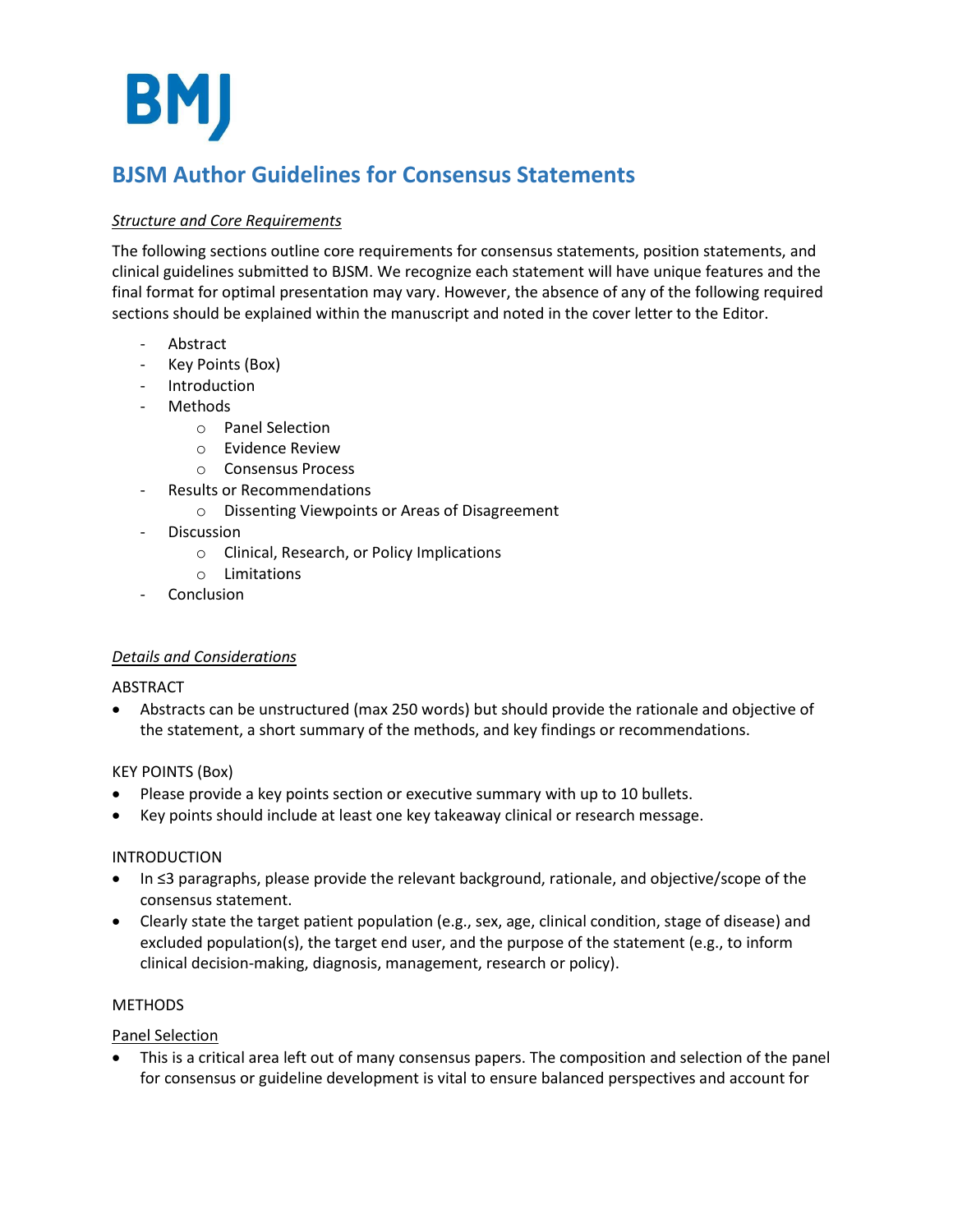BMJ

# BJSM Author Guidelines for Consensus Statements

*Structure and Core Requirements*

The following sections outline core requirements for consensus statements, position statements, and clinical guidelines submitted to BJSM. We recognize each statement will have unique features and the final format for optimal presentation may vary. However, the absence of any of the following required sections should be explained within the manuscript and noted in the cover letter to the Editor.

- Abstract
- Key Points (Box)
- Introduction
- Methods
    - Panel Selection
    - Evidence Review
    - Consensus Process
- Results or Recommendations
    - Dissenting Viewpoints or Areas of Disagreement
- Discussion
    - Clinical, Research, or Policy Implications
    - Limitations
- Conclusion

*Details and Considerations*

ABSTRACT

- Abstracts can be unstructured (max 250 words) but should provide the rationale and objective of the statement, a short summary of the methods, and key findings or recommendations.

KEY POINTS (Box)

- Please provide a key points section or executive summary with up to 10 bullets.
- Key points should include at least one key takeaway clinical or research message.

INTRODUCTION

- In ≤3 paragraphs, please provide the relevant background, rationale, and objective/scope of the consensus statement.
- Clearly state the target patient population (e.g., sex, age, clinical condition, stage of disease) and excluded population(s), the target end user, and the purpose of the statement (e.g., to inform clinical decision-making, diagnosis, management, research or policy).

METHODS

Panel Selection

- This is a critical area left out of many consensus papers. The composition and selection of the panel for consensus or guideline development is vital to ensure balanced perspectives and account for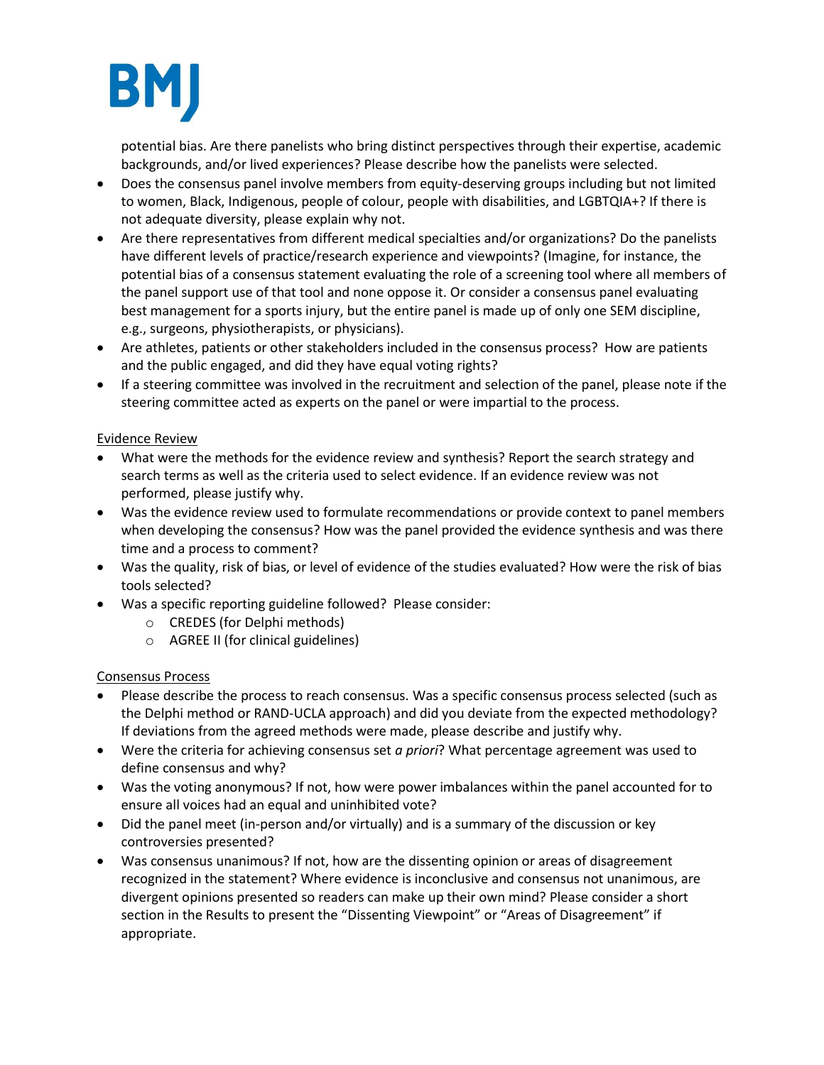potential bias. Are there panelists who bring distinct perspectives through their expertise, academic backgrounds, and/or lived experiences? Please describe how the panelists were selected.

- Does the consensus panel involve members from equity-deserving groups including but not limited to women, Black, Indigenous, people of colour, people with disabilities, and LGBTQIA+? If there is not adequate diversity, please explain why not.
- Are there representatives from different medical specialties and/or organizations? Do the panelists have different levels of practice/research experience and viewpoints? (Imagine, for instance, the potential bias of a consensus statement evaluating the role of a screening tool where all members of the panel support use of that tool and none oppose it. Or consider a consensus panel evaluating best management for a sports injury, but the entire panel is made up of only one SEM discipline, e.g., surgeons, physiotherapists, or physicians).
- Are athletes, patients or other stakeholders included in the consensus process? How are patients and the public engaged, and did they have equal voting rights?
- If a steering committee was involved in the recruitment and selection of the panel, please note if the steering committee acted as experts on the panel or were impartial to the process.

<u>Evidence Review</u>

- What were the methods for the evidence review and synthesis? Report the search strategy and search terms as well as the criteria used to select evidence. If an evidence review was not performed, please justify why.
- Was the evidence review used to formulate recommendations or provide context to panel members when developing the consensus? How was the panel provided the evidence synthesis and was there time and a process to comment?
- Was the quality, risk of bias, or level of evidence of the studies evaluated? How were the risk of bias tools selected?
- Was a specific reporting guideline followed? Please consider:
    - CREDES (for Delphi methods)
    - AGREE II (for clinical guidelines)

<u>Consensus Process</u>

- Please describe the process to reach consensus. Was a specific consensus process selected (such as the Delphi method or RAND-UCLA approach) and did you deviate from the expected methodology? If deviations from the agreed methods were made, please describe and justify why.
- Were the criteria for achieving consensus set *a priori*? What percentage agreement was used to define consensus and why?
- Was the voting anonymous? If not, how were power imbalances within the panel accounted for to ensure all voices had an equal and uninhibited vote?
- Did the panel meet (in-person and/or virtually) and is a summary of the discussion or key controversies presented?
- Was consensus unanimous? If not, how are the dissenting opinion or areas of disagreement recognized in the statement? Where evidence is inconclusive and consensus not unanimous, are divergent opinions presented so readers can make up their own mind? Please consider a short section in the Results to present the "Dissenting Viewpoint" or "Areas of Disagreement" if appropriate.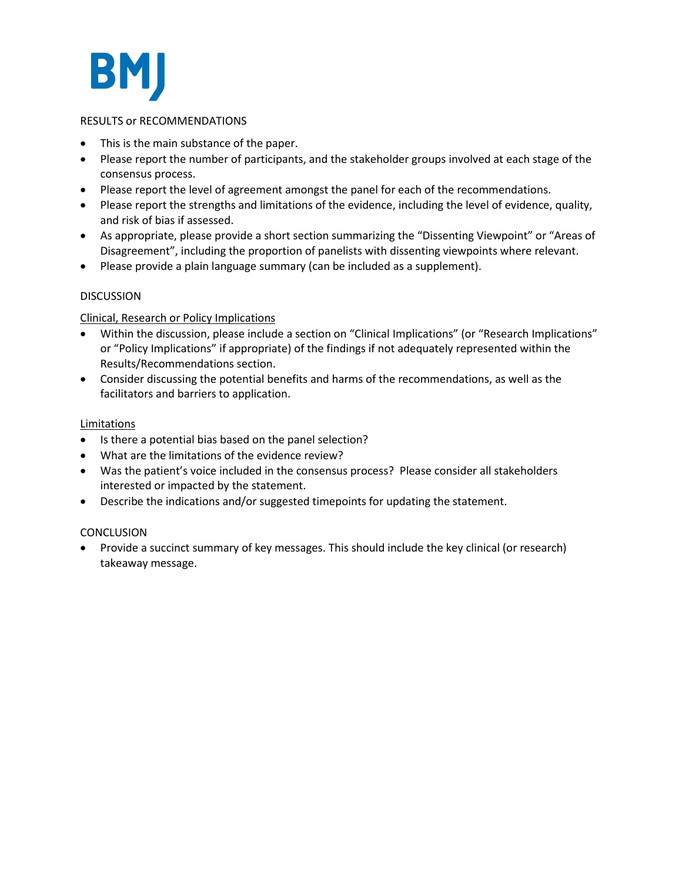RESULTS or RECOMMENDATIONS

- This is the main substance of the paper.
- Please report the number of participants, and the stakeholder groups involved at each stage of the consensus process.
- Please report the level of agreement amongst the panel for each of the recommendations.
- Please report the strengths and limitations of the evidence, including the level of evidence, quality, and risk of bias if assessed.
- As appropriate, please provide a short section summarizing the "Dissenting Viewpoint" or "Areas of Disagreement", including the proportion of panelists with dissenting viewpoints where relevant.
- Please provide a plain language summary (can be included as a supplement).

DISCUSSION

Clinical, Research or Policy Implications

- Within the discussion, please include a section on "Clinical Implications" (or "Research Implications" or "Policy Implications" if appropriate) of the findings if not adequately represented within the Results/Recommendations section.
- Consider discussing the potential benefits and harms of the recommendations, as well as the facilitators and barriers to application.

Limitations

- Is there a potential bias based on the panel selection?
- What are the limitations of the evidence review?
- Was the patient's voice included in the consensus process? Please consider all stakeholders interested or impacted by the statement.
- Describe the indications and/or suggested timepoints for updating the statement.

CONCLUSION

- Provide a succinct summary of key messages. This should include the key clinical (or research) takeaway message.